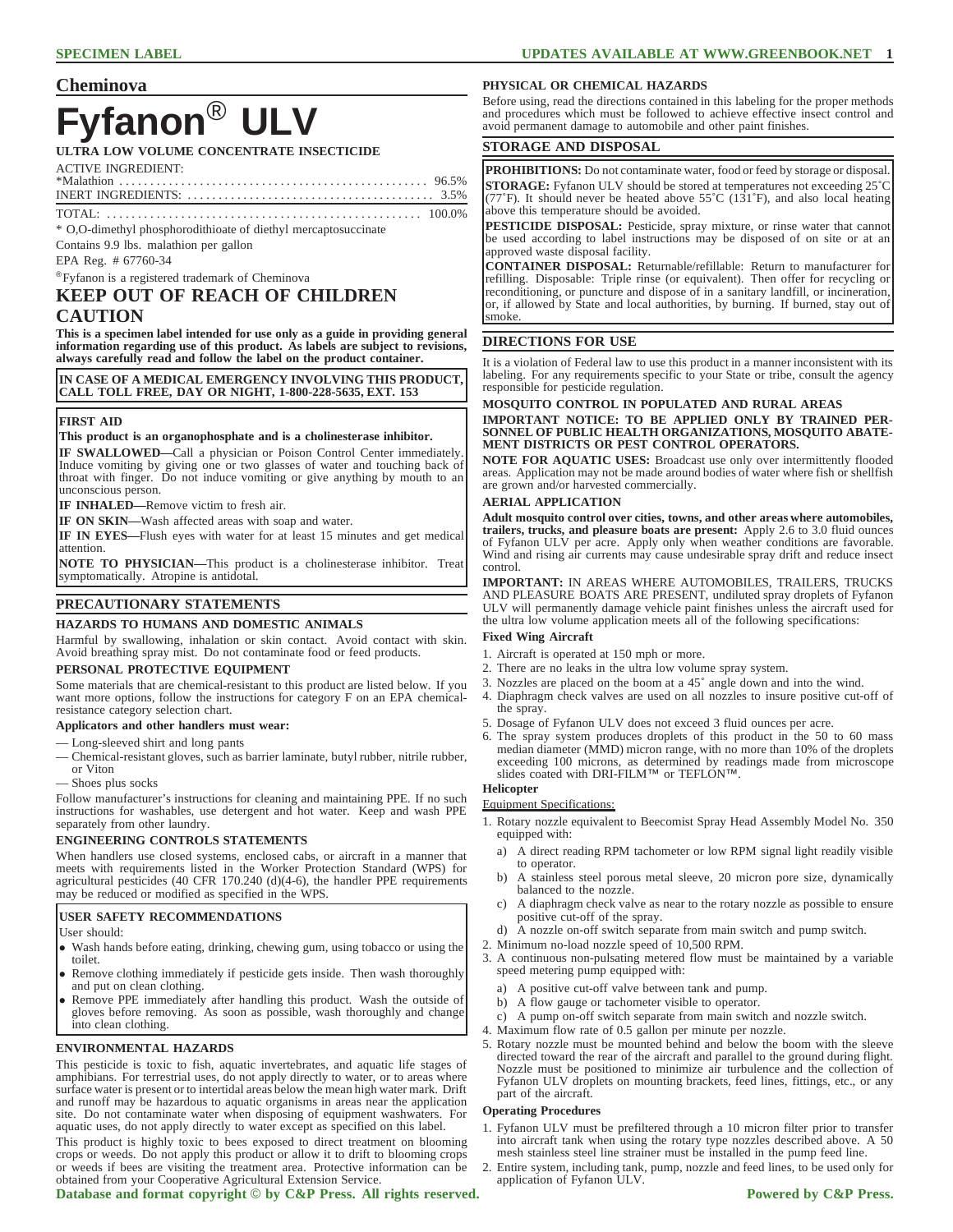## Cheminova

# Fyfanon® ULV

**ULTRA LOW VOLUME CONCENTRATE INSECTICIDE**

| ACTIVE INGREDIENT: | |
|---|---|
| *Malathion | 96.5% |
| INERT INGREDIENTS: | 3.5% |
| TOTAL: | 100.0% |

* O,O-dimethyl phosphorodithioate of diethyl mercaptosuccinate

Contains 9.9 lbs. malathion per gallon

EPA Reg. # 67760-34

®Fyfanon is a registered trademark of Cheminova

## KEEP OUT OF REACH OF CHILDREN
## CAUTION

**This is a specimen label intended for use only as a guide in providing general information regarding use of this product. As labels are subject to revisions, always carefully read and follow the label on the product container.**

**IN CASE OF A MEDICAL EMERGENCY INVOLVING THIS PRODUCT, CALL TOLL FREE, DAY OR NIGHT, 1-800-228-5635, EXT. 153**

### FIRST AID

**This product is an organophosphate and is a cholinesterase inhibitor.**

**IF SWALLOWED—**Call a physician or Poison Control Center immediately. Induce vomiting by giving one or two glasses of water and touching back of throat with finger. Do not induce vomiting or give anything by mouth to an unconscious person.

**IF INHALED—**Remove victim to fresh air.

**IF ON SKIN—**Wash affected areas with soap and water.

**IF IN EYES—**Flush eyes with water for at least 15 minutes and get medical attention.

**NOTE TO PHYSICIAN—**This product is a cholinesterase inhibitor. Treat symptomatically. Atropine is antidotal.

## PRECAUTIONARY STATEMENTS

### HAZARDS TO HUMANS AND DOMESTIC ANIMALS

Harmful by swallowing, inhalation or skin contact. Avoid contact with skin. Avoid breathing spray mist. Do not contaminate food or feed products.

### PERSONAL PROTECTIVE EQUIPMENT

Some materials that are chemical-resistant to this product are listed below. If you want more options, follow the instructions for category F on an EPA chemical-resistance category selection chart.

**Applicators and other handlers must wear:**

- Long-sleeved shirt and long pants
- Chemical-resistant gloves, such as barrier laminate, butyl rubber, nitrile rubber, or Viton
- Shoes plus socks

Follow manufacturer's instructions for cleaning and maintaining PPE. If no such instructions for washables, use detergent and hot water. Keep and wash PPE separately from other laundry.

### ENGINEERING CONTROLS STATEMENTS

When handlers use closed systems, enclosed cabs, or aircraft in a manner that meets with requirements listed in the Worker Protection Standard (WPS) for agricultural pesticides (40 CFR 170.240 (d)(4-6), the handler PPE requirements may be reduced or modified as specified in the WPS.

### USER SAFETY RECOMMENDATIONS

User should:

- Wash hands before eating, drinking, chewing gum, using tobacco or using the toilet.
- Remove clothing immediately if pesticide gets inside. Then wash thoroughly and put on clean clothing.
- Remove PPE immediately after handling this product. Wash the outside of gloves before removing. As soon as possible, wash thoroughly and change into clean clothing.

### ENVIRONMENTAL HAZARDS

This pesticide is toxic to fish, aquatic invertebrates, and aquatic life stages of amphibians. For terrestrial uses, do not apply directly to water, or to areas where surface water is present or to intertidal areas below the mean high water mark. Drift and runoff may be hazardous to aquatic organisms in areas near the application site. Do not contaminate water when disposing of equipment washwaters. For aquatic uses, do not apply directly to water except as specified on this label.

This product is highly toxic to bees exposed to direct treatment on blooming crops or weeds. Do not apply this product or allow it to drift to blooming crops or weeds if bees are visiting the treatment area. Protective information can be obtained from your Cooperative Agricultural Extension Service.

### PHYSICAL OR CHEMICAL HAZARDS

Before using, read the directions contained in this labeling for the proper methods and procedures which must be followed to achieve effective insect control and avoid permanent damage to automobile and other paint finishes.

## STORAGE AND DISPOSAL

**PROHIBITIONS:** Do not contaminate water, food or feed by storage or disposal.

**STORAGE:** Fyfanon ULV should be stored at temperatures not exceeding 25˚C (77˚F). It should never be heated above 55˚C (131˚F), and also local heating above this temperature should be avoided.

**PESTICIDE DISPOSAL:** Pesticide, spray mixture, or rinse water that cannot be used according to label instructions may be disposed of on site or at an approved waste disposal facility.

**CONTAINER DISPOSAL:** Returnable/refillable: Return to manufacturer for refilling. Disposable: Triple rinse (or equivalent). Then offer for recycling or reconditioning, or puncture and dispose of in a sanitary landfill, or incineration, or, if allowed by State and local authorities, by burning. If burned, stay out of smoke.

## DIRECTIONS FOR USE

It is a violation of Federal law to use this product in a manner inconsistent with its labeling. For any requirements specific to your State or tribe, consult the agency responsible for pesticide regulation.

### MOSQUITO CONTROL IN POPULATED AND RURAL AREAS

**IMPORTANT NOTICE: TO BE APPLIED ONLY BY TRAINED PERSONNEL OF PUBLIC HEALTH ORGANIZATIONS, MOSQUITO ABATEMENT DISTRICTS OR PEST CONTROL OPERATORS.**

**NOTE FOR AQUATIC USES:** Broadcast use only over intermittently flooded areas. Application may not be made around bodies of water where fish or shellfish are grown and/or harvested commercially.

### AERIAL APPLICATION

**Adult mosquito control over cities, towns, and other areas where automobiles, trailers, trucks, and pleasure boats are present:** Apply 2.6 to 3.0 fluid ounces of Fyfanon ULV per acre. Apply only when weather conditions are favorable. Wind and rising air currents may cause undesirable spray drift and reduce insect control.

**IMPORTANT:** IN AREAS WHERE AUTOMOBILES, TRAILERS, TRUCKS AND PLEASURE BOATS ARE PRESENT, undiluted spray droplets of Fyfanon ULV will permanently damage vehicle paint finishes unless the aircraft used for the ultra low volume application meets all of the following specifications:

#### Fixed Wing Aircraft

1. Aircraft is operated at 150 mph or more.
2. There are no leaks in the ultra low volume spray system.
3. Nozzles are placed on the boom at a 45˚ angle down and into the wind.
4. Diaphragm check valves are used on all nozzles to insure positive cut-off of the spray.
5. Dosage of Fyfanon ULV does not exceed 3 fluid ounces per acre.
6. The spray system produces droplets of this product in the 50 to 60 mass median diameter (MMD) micron range, with no more than 10% of the droplets exceeding 100 microns, as determined by readings made from microscope slides coated with DRI-FILM™ or TEFLON™.

#### Helicopter

Equipment Specifications:

1. Rotary nozzle equivalent to Beecomist Spray Head Assembly Model No. 350 equipped with:
   a) A direct reading RPM tachometer or low RPM signal light readily visible to operator.
   b) A stainless steel porous metal sleeve, 20 micron pore size, dynamically balanced to the nozzle.
   c) A diaphragm check valve as near to the rotary nozzle as possible to ensure positive cut-off of the spray.
   d) A nozzle on-off switch separate from main switch and pump switch.
2. Minimum no-load speed of 10,500 RPM.
3. A continuous non-pulsating metered flow must be maintained by a variable speed metering pump equipped with:
   a) A positive cut-off valve between tank and pump.
   b) A flow gauge or tachometer visible to operator.
   c) A pump on-off switch separate from main switch and nozzle switch.
4. Maximum flow rate of 0.5 gallon per minute per nozzle.
5. Rotary nozzle must be mounted behind and below the boom with the sleeve directed toward the rear of the aircraft and parallel to the ground during flight. Nozzle must be positioned to minimize air turbulence and the collection of Fyfanon ULV droplets on mounting brackets, feed lines, fittings, etc., or any part of the aircraft.

#### Operating Procedures

1. Fyfanon ULV must be prefiltered through a 10 micron filter prior to transfer into aircraft tank when using the rotary type nozzles described above. A 50 mesh stainless steel line strainer must be installed in the pump feed line.
2. Entire system, including tank, pump, nozzle and feed lines, to be used only for application of Fyfanon ULV.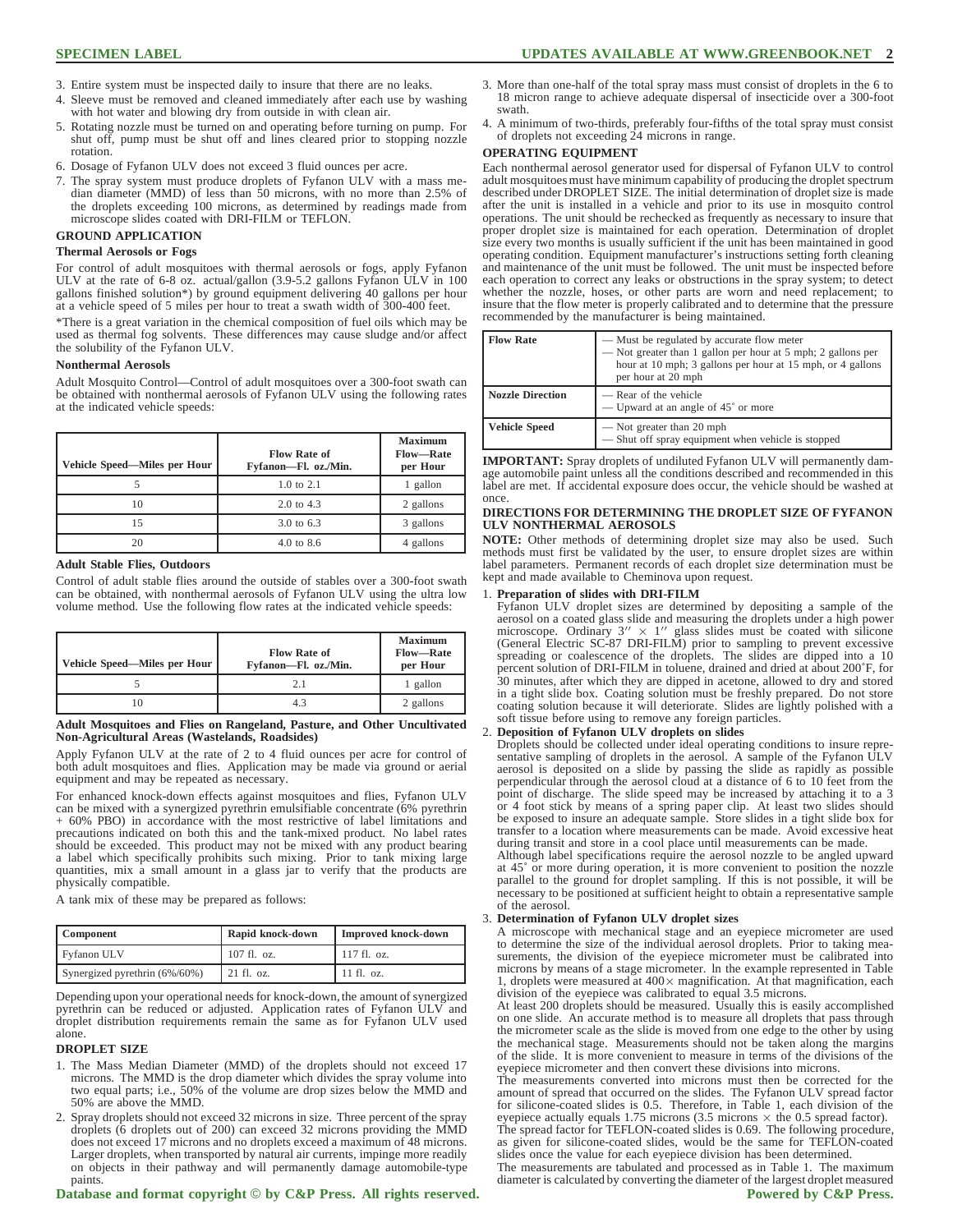3. Entire system must be inspected daily to insure that there are no leaks.
4. Sleeve must be removed and cleaned immediately after each use by washing with hot water and blowing dry from outside in with clean air.
5. Rotating nozzle must be turned on and operating before turning on pump. For shut off, pump must be shut off and lines cleared prior to stopping nozzle rotation.
6. Dosage of Fyfanon ULV does not exceed 3 fluid ounces per acre.
7. The spray system must produce droplets of Fyfanon ULV with a mass median diameter (MMD) of less than 50 microns, with no more than 2.5% of the droplets exceeding 100 microns, as determined by readings made from microscope slides coated with DRI-FILM or TEFLON.

### GROUND APPLICATION

#### Thermal Aerosols or Fogs

For control of adult mosquitoes with thermal aerosols or fogs, apply Fyfanon ULV at the rate of 6-8 oz. actual/gallon (3.9-5.2 gallons Fyfanon ULV in 100 gallons finished solution*) by ground equipment delivering 40 gallons per hour at a vehicle speed of 5 miles per hour to treat a swath width of 300-400 feet.

*There is a great variation in the chemical composition of fuel oils which may be used as thermal fog solvents. These differences may cause sludge and/or affect the solubility of the Fyfanon ULV.

#### Nonthermal Aerosols

Adult Mosquito Control—Control of adult mosquitoes over a 300-foot swath can be obtained with nonthermal aerosols of Fyfanon ULV using the following rates at the indicated vehicle speeds:

| Vehicle Speed—Miles per Hour | Flow Rate of Fyfanon—Fl. oz./Min. | Maximum Flow—Rate per Hour |
|---|---|---|
| 5 | 1.0 to 2.1 | 1 gallon |
| 10 | 2.0 to 4.3 | 2 gallons |
| 15 | 3.0 to 6.3 | 3 gallons |
| 20 | 4.0 to 8.6 | 4 gallons |

#### Adult Stable Flies, Outdoors

Control of adult stable flies around the outside of stables over a 300-foot swath can be obtained, with nonthermal aerosols of Fyfanon ULV using the ultra low volume method. Use the following flow rates at the indicated vehicle speeds:

| Vehicle Speed—Miles per Hour | Flow Rate of Fyfanon—Fl. oz./Min. | Maximum Flow—Rate per Hour |
|---|---|---|
| 5 | 2.1 | 1 gallon |
| 10 | 4.3 | 2 gallons |

#### Adult Mosquitoes and Flies on Rangeland, Pasture, and Other Uncultivated Non-Agricultural Areas (Wastelands, Roadsides)

Apply Fyfanon ULV at the rate of 2 to 4 fluid ounces per acre for control of both adult mosquitoes and flies. Application may be made via ground or aerial equipment and may be repeated as necessary.

For enhanced knock-down effects against mosquitoes and flies, Fyfanon ULV can be mixed with a synergized pyrethrin emulsifiable concentrate (6% pyrethrin + 60% PBO) in accordance with the most restrictive of label limitations and precautions indicated on both this and the tank-mixed product. No label rates should be exceeded. This product may not be mixed with any product bearing a label which specifically prohibits such mixing. Prior to tank mixing large quantities, mix a small amount in a glass jar to verify that the products are physically compatible.

A tank mix of these may be prepared as follows:

| Component | Rapid knock-down | Improved knock-down |
|---|---|---|
| Fyfanon ULV | 107 fl. oz. | 117 fl. oz. |
| Synergized pyrethrin (6%/60%) | 21 fl. oz. | 11 fl. oz. |

Depending upon your operational needs for knock-down, the amount of synergized pyrethrin can be reduced or adjusted. Application rates of Fyfanon ULV and droplet distribution requirements remain the same as for Fyfanon ULV used alone.

### DROPLET SIZE

1. The Mass Median Diameter (MMD) of the droplets should not exceed 17 microns. The MMD is the drop diameter which divides the spray volume into two equal parts; i.e., 50% of the volume are drop sizes below the MMD and 50% are above the MMD.
2. Spray droplets should not exceed 32 microns in size. Three percent of the spray droplets (6 droplets out of 200) can exceed 32 microns providing the MMD does not exceed 17 microns and no droplets exceed a maximum of 48 microns. Larger droplets, when transported by natural air currents, impinge more readily on objects in their pathway and will permanently damage automobile-type paints.
3. More than one-half of the total spray mass must consist of droplets in the 6 to 18 micron range to achieve adequate dispersal of insecticide over a 300-foot swath.
4. A minimum of two-thirds, preferably four-fifths of the total spray must consist of droplets not exceeding 24 microns in range.

### OPERATING EQUIPMENT

Each nonthermal aerosol generator used for dispersal of Fyfanon ULV to control adult mosquitoes must have minimum capability of producing the droplet spectrum described under DROPLET SIZE. The initial determination of droplet size is made after the unit is installed in a vehicle and prior to its use in mosquito control operations. The unit should be rechecked as frequently as necessary to insure that proper droplet size is maintained for each operation. Determination of droplet size every two months is usually sufficient if the unit has been maintained in good operating condition. Equipment manufacturer's instructions setting forth cleaning and maintenance of the unit must be followed. The unit must be inspected before each operation to correct any leaks or obstructions in the spray system; to detect whether the nozzle, hoses, or other parts are worn and need replacement; to insure that the flow meter is properly calibrated and to determine that the pressure recommended by the manufacturer is being maintained.

| | |
|---|---|
| **Flow Rate** | — Must be regulated by accurate flow meter<br>— Not greater than 1 gallon per hour at 5 mph; 2 gallons per hour at 10 mph; 3 gallons per hour at 15 mph, or 4 gallons per hour at 20 mph |
| **Nozzle Direction** | — Rear of the vehicle<br>— Upward at an angle of 45° or more |
| **Vehicle Speed** | — Not greater than 20 mph<br>— Shut off spray equipment when vehicle is stopped |

**IMPORTANT:** Spray droplets of undiluted Fyfanon ULV will permanently damage automobile paint unless all the conditions described and recommended in this label are met. If accidental exposure does occur, the vehicle should be washed at once.

### DIRECTIONS FOR DETERMINING THE DROPLET SIZE OF FYFANON ULV NONTHERMAL AEROSOLS

**NOTE:** Other methods of determining droplet size may also be used. Such methods must first be validated by the user, to ensure droplet sizes are within label parameters. Permanent records of each droplet size determination must be kept and made available to Cheminova upon request.

1. **Preparation of slides with DRI-FILM**
   Fyfanon ULV droplet sizes are determined by depositing a sample of the aerosol on a coated glass slide and measuring the droplets under a high power microscope. Ordinary 3″ × 1″ glass slides must be coated with silicone (General Electric SC-87 DRI-FILM) prior to sampling to prevent excessive spreading or coalescence of the droplets. The slides are dipped into a 10 percent solution of DRI-FILM in toluene, drained and dried at about 200°F, for 30 minutes, after which they are dipped in acetone, allowed to dry and stored in a tight slide box. Coating solution must be freshly prepared. Do not store coating solution because it will deteriorate. Slides are lightly polished with a soft tissue before using to remove any foreign particles.
2. **Deposition of Fyfanon ULV droplets on slides**
   Droplets should be collected under ideal operating conditions to insure representative sampling of droplets in the aerosol. A sample of the Fyfanon ULV aerosol is deposited on a slide by passing the slide as rapidly as possible perpendicular through the aerosol cloud at a distance of 6 to 10 feet from the point of discharge. The slide speed may be increased by attaching it to a 3 or 4 foot stick by means of a spring paper clip. At least two slides should be exposed to insure an adequate sample. Store slides in a tight slide box for transfer to a location where measurements can be made. Avoid excessive heat during transit and store in a cool place until measurements can be made.
   Although label specifications require the aerosol nozzle to be angled upward at 45° or more during operation, it is more convenient to position the nozzle parallel to the ground for droplet sampling. If this is not possible, it will be necessary to be positioned at sufficient height to obtain a representative sample of the aerosol.
3. **Determination of Fyfanon ULV droplet sizes**
   A microscope with mechanical stage and an eyepiece micrometer are used to determine the size of the individual aerosol droplets. Prior to taking measurements, the division of the eyepiece micrometer must be calibrated into microns by means of a stage micrometer. In the example represented in Table 1, droplets were measured at 400× magnification. At that magnification, each division of the eyepiece was calibrated to equal 3.5 microns.
   At least 200 droplets should be measured. Usually this is easily accomplished on one slide. An accurate method is to measure all droplets that pass through the micrometer scale as the slide is moved from one edge to the other by using the mechanical stage. Measurements should not be taken along the margins of the slide. It is more convenient to measure in terms of the divisions of the eyepiece micrometer and then convert these divisions into microns.
   The measurements converted into microns must then be corrected for the amount of spread that occurred on the slides. The Fyfanon ULV spread factor for silicone-coated slides is 0.5. Therefore, in Table 1, each division of the eyepiece actually equals 1.75 microns (3.5 microns × the 0.5 spread factor).
   The spread factor for TEFLON-coated slides is 0.69. The following procedure, as given for silicone-coated slides, would be the same for TEFLON-coated slides once the value for each eyepiece division has been determined.
   The measurements are tabulated and processed as in Table 1. The maximum diameter is calculated by converting the diameter of the largest droplet measured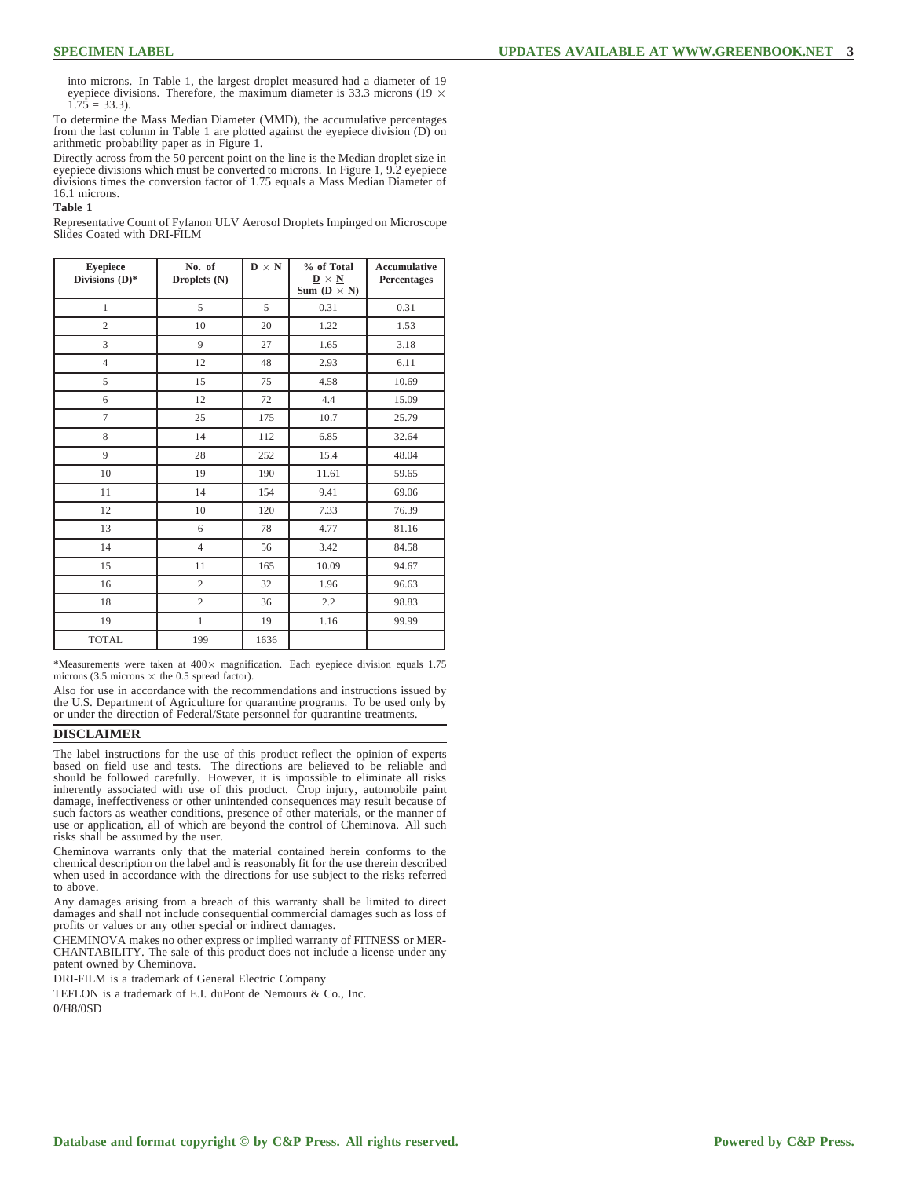into microns. In Table 1, the largest droplet measured had a diameter of 19 eyepiece divisions. Therefore, the maximum diameter is 33.3 microns (19 × 1.75 = 33.3).

To determine the Mass Median Diameter (MMD), the accumulative percentages from the last column in Table 1 are plotted against the eyepiece division (D) on arithmetic probability paper as in Figure 1.

Directly across from the 50 percent point on the line is the Median droplet size in eyepiece divisions which must be converted to microns. In Figure 1, 9.2 eyepiece divisions times the conversion factor of 1.75 equals a Mass Median Diameter of 16.1 microns.

**Table 1**

Representative Count of Fyfanon ULV Aerosol Droplets Impinged on Microscope Slides Coated with DRI-FILM

| Eyepiece Divisions (D)* | No. of Droplets (N) | D × N | % of Total $\frac{D \times N}{\text{Sum } (D \times N)}$ | Accumulative Percentages |
|---|---|---|---|---|
| 1 | 5 | 5 | 0.31 | 0.31 |
| 2 | 10 | 20 | 1.22 | 1.53 |
| 3 | 9 | 27 | 1.65 | 3.18 |
| 4 | 12 | 48 | 2.93 | 6.11 |
| 5 | 15 | 75 | 4.58 | 10.69 |
| 6 | 12 | 72 | 4.4 | 15.09 |
| 7 | 25 | 175 | 10.7 | 25.79 |
| 8 | 14 | 112 | 6.85 | 32.64 |
| 9 | 28 | 252 | 15.4 | 48.04 |
| 10 | 19 | 190 | 11.61 | 59.65 |
| 11 | 14 | 154 | 9.41 | 69.06 |
| 12 | 10 | 120 | 7.33 | 76.39 |
| 13 | 6 | 78 | 4.77 | 81.16 |
| 14 | 4 | 56 | 3.42 | 84.58 |
| 15 | 11 | 165 | 10.09 | 94.67 |
| 16 | 2 | 32 | 1.96 | 96.63 |
| 18 | 2 | 36 | 2.2 | 98.83 |
| 19 | 1 | 19 | 1.16 | 99.99 |
| TOTAL | 199 | 1636 | | |

*Measurements were taken at 400× magnification. Each eyepiece division equals 1.75 microns (3.5 microns × the 0.5 spread factor).

Also for use in accordance with the recommendations and instructions issued by the U.S. Department of Agriculture for quarantine programs. To be used only by or under the direction of Federal/State personnel for quarantine treatments.

## DISCLAIMER

The label instructions for the use of this product reflect the opinion of experts based on field use and tests. The directions are believed to be reliable and should be followed carefully. However, it is impossible to eliminate all risks inherently associated with use of this product. Crop injury, automobile paint damage, ineffectiveness or other unintended consequences may result because of such factors as weather conditions, presence of other materials, or the manner of use or application, all of which are beyond the control of Cheminova. All such risks shall be assumed by the user.

Cheminova warrants only that the material contained herein conforms to the chemical description on the label and is reasonably fit for the use therein described when used in accordance with the directions for use subject to the risks referred to above.

Any damages arising from a breach of this warranty shall be limited to direct damages and shall not include consequential commercial damages such as loss of profits or values or any other special or indirect damages.

CHEMINOVA makes no other express or implied warranty of FITNESS or MERCHANTABILITY. The sale of this product does not include a license under any patent owned by Cheminova.

DRI-FILM is a trademark of General Electric Company

TEFLON is a trademark of E.I. duPont de Nemours & Co., Inc.

0/H8/0SD